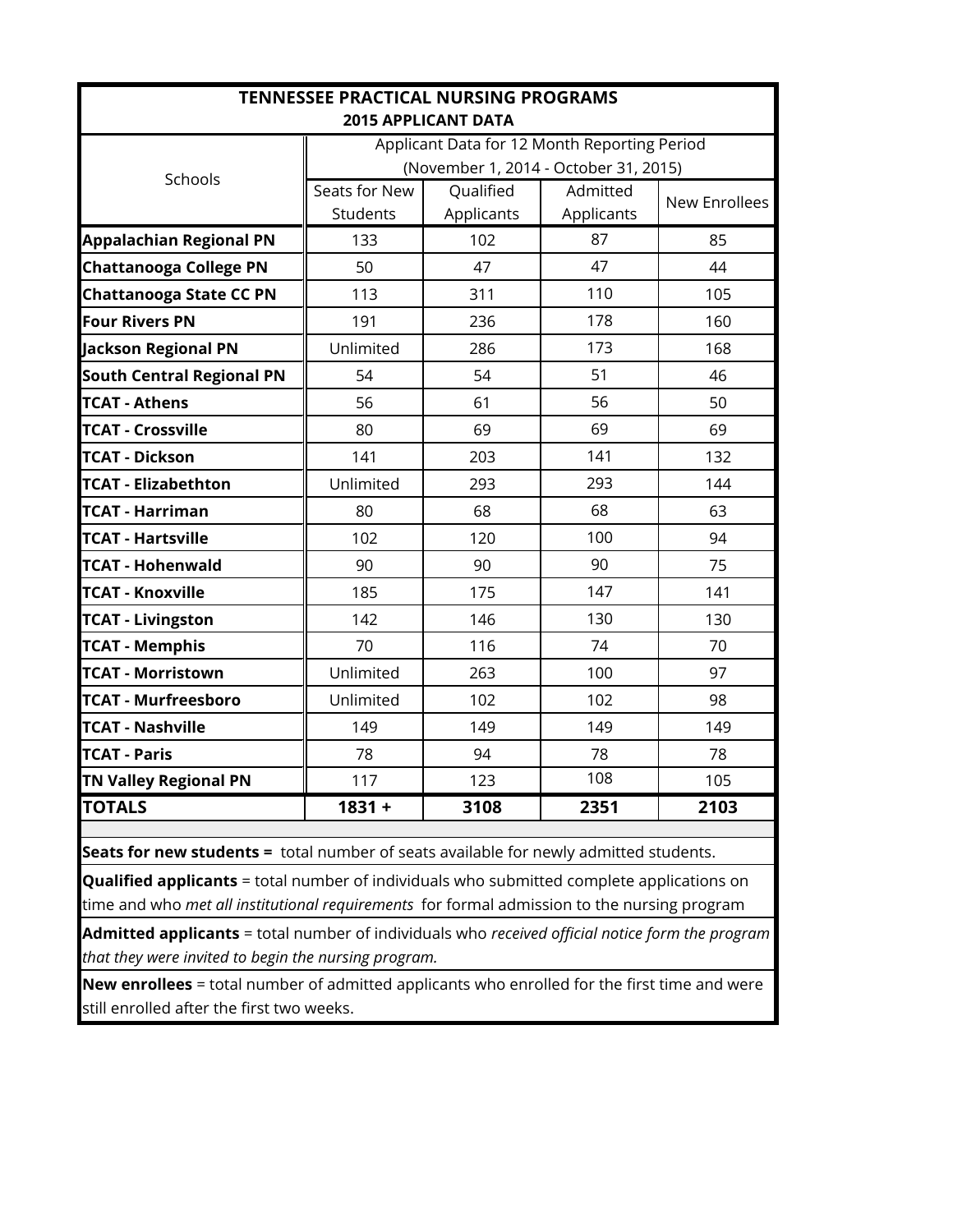# TENNESSEE PRACTICAL NURSING PROGRAMS

## 2015 APPLICANT DATA

| Schools | Applicant Data for 12 Month Reporting Period (November 1, 2014 - October 31, 2015) | | | |
|---|---|---|---|---|
| | Seats for New Students | Qualified Applicants | Admitted Applicants | New Enrollees |
| **Appalachian Regional PN** | 133 | 102 | 87 | 85 |
| **Chattanooga College PN** | 50 | 47 | 47 | 44 |
| **Chattanooga State CC PN** | 113 | 311 | 110 | 105 |
| **Four Rivers PN** | 191 | 236 | 178 | 160 |
| **Jackson Regional PN** | Unlimited | 286 | 173 | 168 |
| **South Central Regional PN** | 54 | 54 | 51 | 46 |
| **TCAT - Athens** | 56 | 61 | 56 | 50 |
| **TCAT - Crossville** | 80 | 69 | 69 | 69 |
| **TCAT - Dickson** | 141 | 203 | 141 | 132 |
| **TCAT - Elizabethton** | Unlimited | 293 | 293 | 144 |
| **TCAT - Harriman** | 80 | 68 | 68 | 63 |
| **TCAT - Hartsville** | 102 | 120 | 100 | 94 |
| **TCAT - Hohenwald** | 90 | 90 | 90 | 75 |
| **TCAT - Knoxville** | 185 | 175 | 147 | 141 |
| **TCAT - Livingston** | 142 | 146 | 130 | 130 |
| **TCAT - Memphis** | 70 | 116 | 74 | 70 |
| **TCAT - Morristown** | Unlimited | 263 | 100 | 97 |
| **TCAT - Murfreesboro** | Unlimited | 102 | 102 | 98 |
| **TCAT - Nashville** | 149 | 149 | 149 | 149 |
| **TCAT - Paris** | 78 | 94 | 78 | 78 |
| **TN Valley Regional PN** | 117 | 123 | 108 | 105 |
| **TOTALS** | **1831 +** | **3108** | **2351** | **2103** |

**Seats for new students =** total number of seats available for newly admitted students.

**Qualified applicants** = total number of individuals who submitted complete applications on time and who *met all institutional requirements* for formal admission to the nursing program

**Admitted applicants** = total number of individuals who *received official notice form the program that they were invited to begin the nursing program.*

**New enrollees** = total number of admitted applicants who enrolled for the first time and were still enrolled after the first two weeks.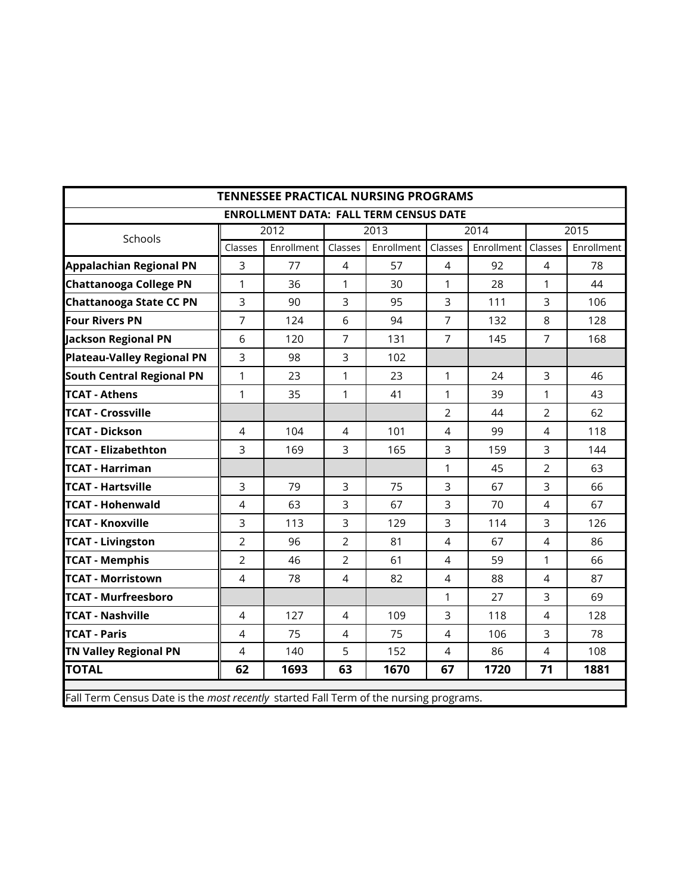| TENNESSEE PRACTICAL NURSING PROGRAMS | | | | | | | | |
|---|---|---|---|---|---|---|---|---|
| ENROLLMENT DATA: FALL TERM CENSUS DATE | | | | | | | | |
| Schools | 2012 | | 2013 | | 2014 | | 2015 | |
| | Classes | Enrollment | Classes | Enrollment | Classes | Enrollment | Classes | Enrollment |
| **Appalachian Regional PN** | 3 | 77 | 4 | 57 | 4 | 92 | 4 | 78 |
| **Chattanooga College PN** | 1 | 36 | 1 | 30 | 1 | 28 | 1 | 44 |
| **Chattanooga State CC PN** | 3 | 90 | 3 | 95 | 3 | 111 | 3 | 106 |
| **Four Rivers PN** | 7 | 124 | 6 | 94 | 7 | 132 | 8 | 128 |
| **Jackson Regional PN** | 6 | 120 | 7 | 131 | 7 | 145 | 7 | 168 |
| **Plateau-Valley Regional PN** | 3 | 98 | 3 | 102 | | | | |
| **South Central Regional PN** | 1 | 23 | 1 | 23 | 1 | 24 | 3 | 46 |
| **TCAT - Athens** | 1 | 35 | 1 | 41 | 1 | 39 | 1 | 43 |
| **TCAT - Crossville** | | | | | 2 | 44 | 2 | 62 |
| **TCAT - Dickson** | 4 | 104 | 4 | 101 | 4 | 99 | 4 | 118 |
| **TCAT - Elizabethton** | 3 | 169 | 3 | 165 | 3 | 159 | 3 | 144 |
| **TCAT - Harriman** | | | | | 1 | 45 | 2 | 63 |
| **TCAT - Hartsville** | 3 | 79 | 3 | 75 | 3 | 67 | 3 | 66 |
| **TCAT - Hohenwald** | 4 | 63 | 3 | 67 | 3 | 70 | 4 | 67 |
| **TCAT - Knoxville** | 3 | 113 | 3 | 129 | 3 | 114 | 3 | 126 |
| **TCAT - Livingston** | 2 | 96 | 2 | 81 | 4 | 67 | 4 | 86 |
| **TCAT - Memphis** | 2 | 46 | 2 | 61 | 4 | 59 | 1 | 66 |
| **TCAT - Morristown** | 4 | 78 | 4 | 82 | 4 | 88 | 4 | 87 |
| **TCAT - Murfreesboro** | | | | | 1 | 27 | 3 | 69 |
| **TCAT - Nashville** | 4 | 127 | 4 | 109 | 3 | 118 | 4 | 128 |
| **TCAT - Paris** | 4 | 75 | 4 | 75 | 4 | 106 | 3 | 78 |
| **TN Valley Regional PN** | 4 | 140 | 5 | 152 | 4 | 86 | 4 | 108 |
| **TOTAL** | **62** | **1693** | **63** | **1670** | **67** | **1720** | **71** | **1881** |

Fall Term Census Date is the *most recently* started Fall Term of the nursing programs.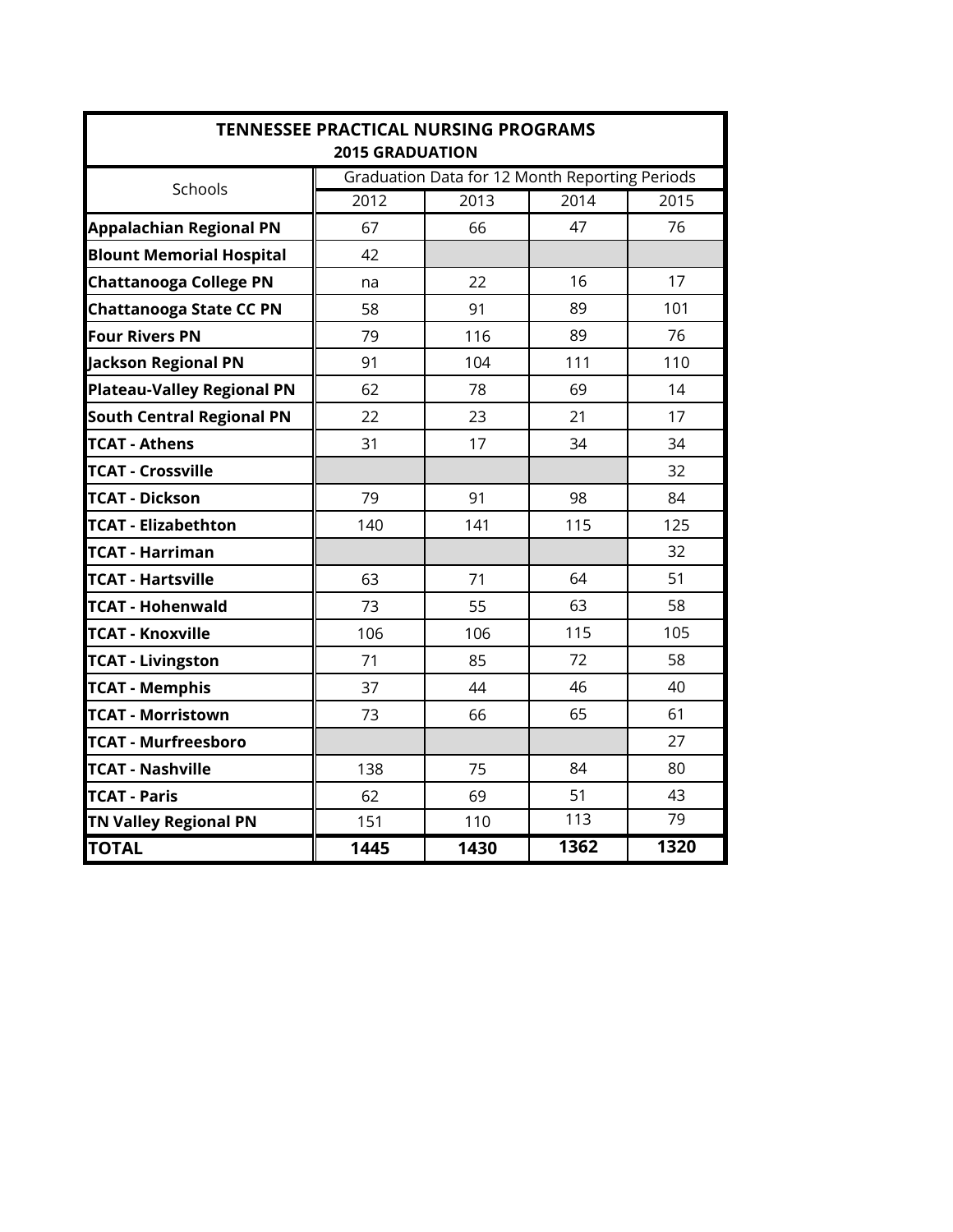| TENNESSEE PRACTICAL NURSING PROGRAMS<br>2015 GRADUATION | | | | |
|---|---|---|---|---|
| Schools | Graduation Data for 12 Month Reporting Periods | | | |
| | 2012 | 2013 | 2014 | 2015 |
| **Appalachian Regional PN** | 67 | 66 | 47 | 76 |
| **Blount Memorial Hospital** | 42 | | | |
| **Chattanooga College PN** | na | 22 | 16 | 17 |
| **Chattanooga State CC PN** | 58 | 91 | 89 | 101 |
| **Four Rivers PN** | 79 | 116 | 89 | 76 |
| **Jackson Regional PN** | 91 | 104 | 111 | 110 |
| **Plateau-Valley Regional PN** | 62 | 78 | 69 | 14 |
| **South Central Regional PN** | 22 | 23 | 21 | 17 |
| **TCAT - Athens** | 31 | 17 | 34 | 34 |
| **TCAT - Crossville** | | | | 32 |
| **TCAT - Dickson** | 79 | 91 | 98 | 84 |
| **TCAT - Elizabethton** | 140 | 141 | 115 | 125 |
| **TCAT - Harriman** | | | | 32 |
| **TCAT - Hartsville** | 63 | 71 | 64 | 51 |
| **TCAT - Hohenwald** | 73 | 55 | 63 | 58 |
| **TCAT - Knoxville** | 106 | 106 | 115 | 105 |
| **TCAT - Livingston** | 71 | 85 | 72 | 58 |
| **TCAT - Memphis** | 37 | 44 | 46 | 40 |
| **TCAT - Morristown** | 73 | 66 | 65 | 61 |
| **TCAT - Murfreesboro** | | | | 27 |
| **TCAT - Nashville** | 138 | 75 | 84 | 80 |
| **TCAT - Paris** | 62 | 69 | 51 | 43 |
| **TN Valley Regional PN** | 151 | 110 | 113 | 79 |
| **TOTAL** | **1445** | **1430** | **1362** | **1320** |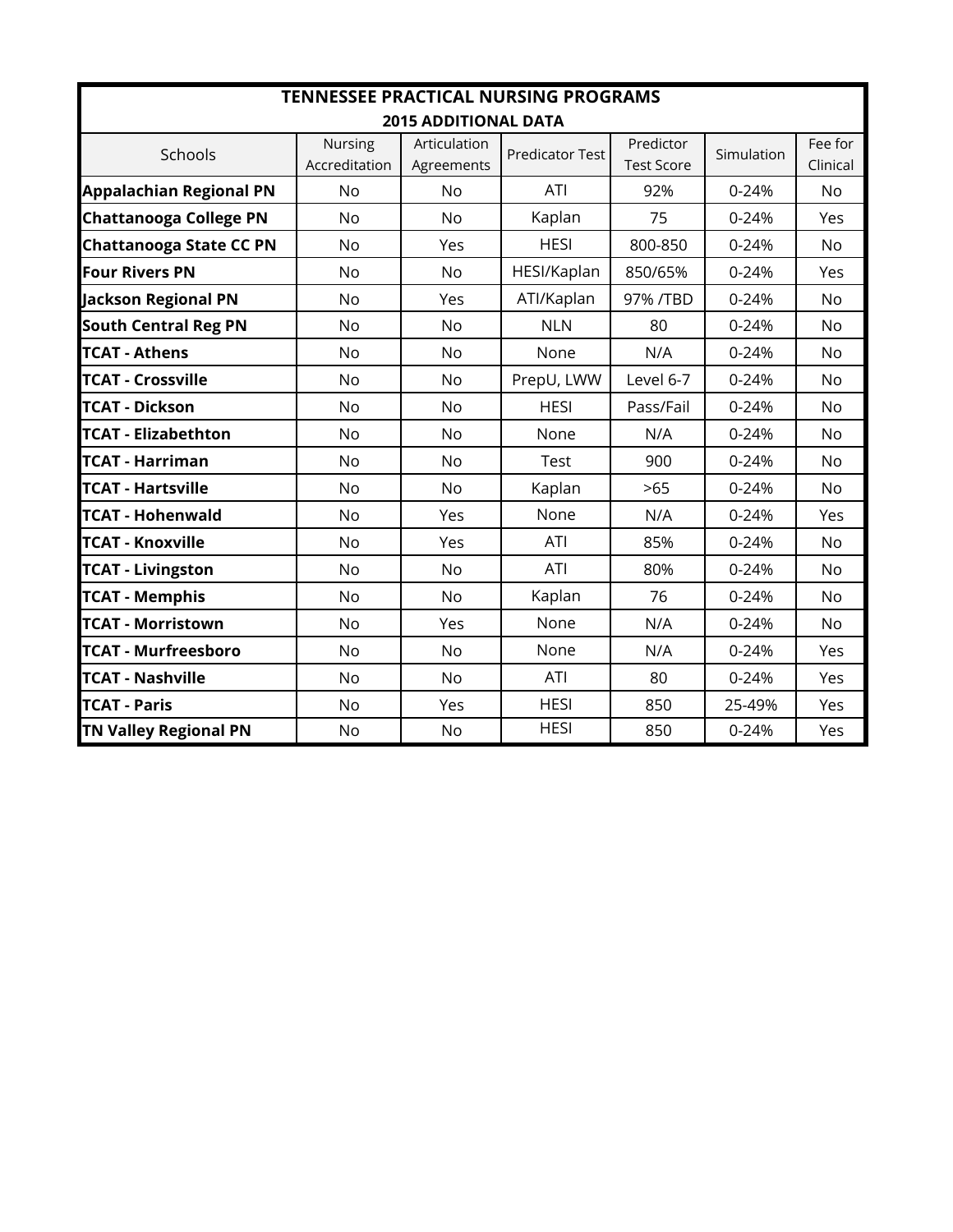# TENNESSEE PRACTICAL NURSING PROGRAMS

## 2015 ADDITIONAL DATA

| Schools | Nursing Accreditation | Articulation Agreements | Predicator Test | Predictor Test Score | Simulation | Fee for Clinical |
|---|---|---|---|---|---|---|
| **Appalachian Regional PN** | No | No | ATI | 92% | 0-24% | No |
| **Chattanooga College PN** | No | No | Kaplan | 75 | 0-24% | Yes |
| **Chattanooga State CC PN** | No | Yes | HESI | 800-850 | 0-24% | No |
| **Four Rivers PN** | No | No | HESI/Kaplan | 850/65% | 0-24% | Yes |
| **Jackson Regional PN** | No | Yes | ATI/Kaplan | 97% /TBD | 0-24% | No |
| **South Central Reg PN** | No | No | NLN | 80 | 0-24% | No |
| **TCAT - Athens** | No | No | None | N/A | 0-24% | No |
| **TCAT - Crossville** | No | No | PrepU, LWW | Level 6-7 | 0-24% | No |
| **TCAT - Dickson** | No | No | HESI | Pass/Fail | 0-24% | No |
| **TCAT - Elizabethton** | No | No | None | N/A | 0-24% | No |
| **TCAT - Harriman** | No | No | Test | 900 | 0-24% | No |
| **TCAT - Hartsville** | No | No | Kaplan | >65 | 0-24% | No |
| **TCAT - Hohenwald** | No | Yes | None | N/A | 0-24% | Yes |
| **TCAT - Knoxville** | No | Yes | ATI | 85% | 0-24% | No |
| **TCAT - Livingston** | No | No | ATI | 80% | 0-24% | No |
| **TCAT - Memphis** | No | No | Kaplan | 76 | 0-24% | No |
| **TCAT - Morristown** | No | Yes | None | N/A | 0-24% | No |
| **TCAT - Murfreesboro** | No | No | None | N/A | 0-24% | Yes |
| **TCAT - Nashville** | No | No | ATI | 80 | 0-24% | Yes |
| **TCAT - Paris** | No | Yes | HESI | 850 | 25-49% | Yes |
| **TN Valley Regional PN** | No | No | HESI | 850 | 0-24% | Yes |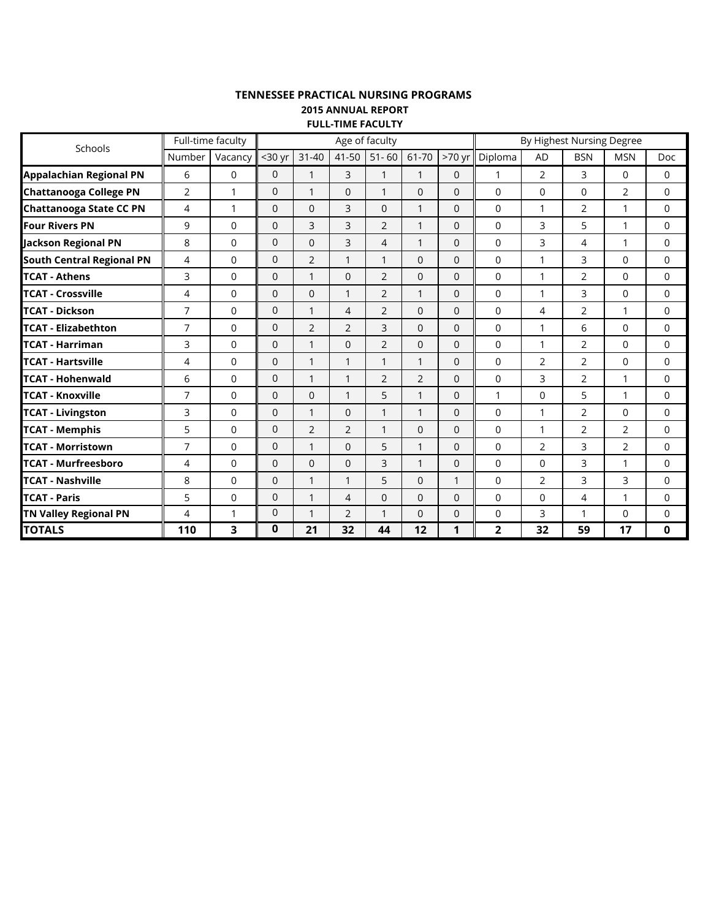**TENNESSEE PRACTICAL NURSING PROGRAMS**

**2015 ANNUAL REPORT**

**FULL-TIME FACULTY**

| Schools | Full-time faculty | | Age of faculty | | | | | | By Highest Nursing Degree | | | | |
|---|---|---|---|---|---|---|---|---|---|---|---|---|---|
| | Number | Vacancy | <30 yr | 31-40 | 41-50 | 51- 60 | 61-70 | >70 yr | Diploma | AD | BSN | MSN | Doc |
| **Appalachian Regional PN** | 6 | 0 | 0 | 1 | 3 | 1 | 1 | 0 | 1 | 2 | 3 | 0 | 0 |
| **Chattanooga College PN** | 2 | 1 | 0 | 1 | 0 | 1 | 0 | 0 | 0 | 0 | 0 | 2 | 0 |
| **Chattanooga State CC PN** | 4 | 1 | 0 | 0 | 3 | 0 | 1 | 0 | 0 | 1 | 2 | 1 | 0 |
| **Four Rivers PN** | 9 | 0 | 0 | 3 | 3 | 2 | 1 | 0 | 0 | 3 | 5 | 1 | 0 |
| **Jackson Regional PN** | 8 | 0 | 0 | 0 | 3 | 4 | 1 | 0 | 0 | 3 | 4 | 1 | 0 |
| **South Central Regional PN** | 4 | 0 | 0 | 2 | 1 | 1 | 0 | 0 | 0 | 1 | 3 | 0 | 0 |
| **TCAT - Athens** | 3 | 0 | 0 | 1 | 0 | 2 | 0 | 0 | 0 | 1 | 2 | 0 | 0 |
| **TCAT - Crossville** | 4 | 0 | 0 | 0 | 1 | 2 | 1 | 0 | 0 | 1 | 3 | 0 | 0 |
| **TCAT - Dickson** | 7 | 0 | 0 | 1 | 4 | 2 | 0 | 0 | 0 | 4 | 2 | 1 | 0 |
| **TCAT - Elizabethton** | 7 | 0 | 0 | 2 | 2 | 3 | 0 | 0 | 0 | 1 | 6 | 0 | 0 |
| **TCAT - Harriman** | 3 | 0 | 0 | 1 | 0 | 2 | 0 | 0 | 0 | 1 | 2 | 0 | 0 |
| **TCAT - Hartsville** | 4 | 0 | 0 | 1 | 1 | 1 | 1 | 0 | 0 | 2 | 2 | 0 | 0 |
| **TCAT - Hohenwald** | 6 | 0 | 0 | 1 | 1 | 2 | 2 | 0 | 0 | 3 | 2 | 1 | 0 |
| **TCAT - Knoxville** | 7 | 0 | 0 | 0 | 1 | 5 | 1 | 0 | 1 | 0 | 5 | 1 | 0 |
| **TCAT - Livingston** | 3 | 0 | 0 | 1 | 0 | 1 | 1 | 0 | 0 | 1 | 2 | 0 | 0 |
| **TCAT - Memphis** | 5 | 0 | 0 | 2 | 2 | 1 | 0 | 0 | 0 | 1 | 2 | 2 | 0 |
| **TCAT - Morristown** | 7 | 0 | 0 | 1 | 0 | 5 | 1 | 0 | 0 | 2 | 3 | 2 | 0 |
| **TCAT - Murfreesboro** | 4 | 0 | 0 | 0 | 0 | 3 | 1 | 0 | 0 | 0 | 3 | 1 | 0 |
| **TCAT - Nashville** | 8 | 0 | 0 | 1 | 1 | 5 | 0 | 1 | 0 | 2 | 3 | 3 | 0 |
| **TCAT - Paris** | 5 | 0 | 0 | 1 | 4 | 0 | 0 | 0 | 0 | 0 | 4 | 1 | 0 |
| **TN Valley Regional PN** | 4 | 1 | 0 | 1 | 2 | 1 | 0 | 0 | 0 | 3 | 1 | 0 | 0 |
| **TOTALS** | **110** | **3** | **0** | **21** | **32** | **44** | **12** | **1** | **2** | **32** | **59** | **17** | **0** |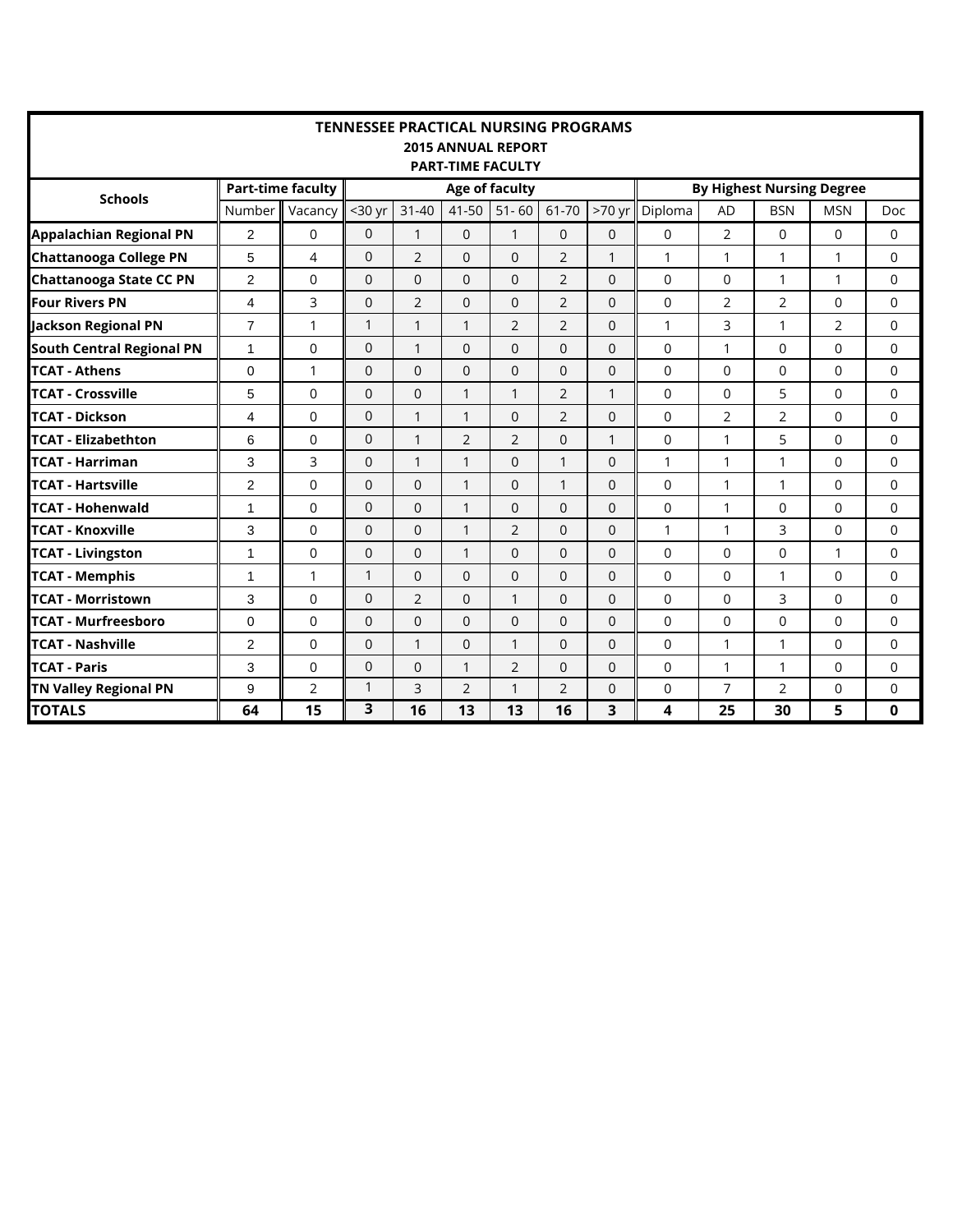# TENNESSEE PRACTICAL NURSING PROGRAMS
## 2015 ANNUAL REPORT
### PART-TIME FACULTY

| Schools | Part-time faculty | | Age of faculty | | | | | | By Highest Nursing Degree | | | | |
|---|---|---|---|---|---|---|---|---|---|---|---|---|---|
| | Number | Vacancy | <30 yr | 31-40 | 41-50 | 51- 60 | 61-70 | >70 yr | Diploma | AD | BSN | MSN | Doc |
| **Appalachian Regional PN** | 2 | 0 | 0 | 1 | 0 | 1 | 0 | 0 | 0 | 2 | 0 | 0 | 0 |
| **Chattanooga College PN** | 5 | 4 | 0 | 2 | 0 | 0 | 2 | 1 | 1 | 1 | 1 | 1 | 0 |
| **Chattanooga State CC PN** | 2 | 0 | 0 | 0 | 0 | 0 | 2 | 0 | 0 | 0 | 1 | 1 | 0 |
| **Four Rivers PN** | 4 | 3 | 0 | 2 | 0 | 0 | 2 | 0 | 0 | 2 | 2 | 0 | 0 |
| **Jackson Regional PN** | 7 | 1 | 1 | 1 | 1 | 2 | 2 | 0 | 1 | 3 | 1 | 2 | 0 |
| **South Central Regional PN** | 1 | 0 | 0 | 1 | 0 | 0 | 0 | 0 | 0 | 1 | 0 | 0 | 0 |
| **TCAT - Athens** | 0 | 1 | 0 | 0 | 0 | 0 | 0 | 0 | 0 | 0 | 0 | 0 | 0 |
| **TCAT - Crossville** | 5 | 0 | 0 | 0 | 1 | 1 | 2 | 1 | 0 | 0 | 5 | 0 | 0 |
| **TCAT - Dickson** | 4 | 0 | 0 | 1 | 1 | 0 | 2 | 0 | 0 | 2 | 2 | 0 | 0 |
| **TCAT - Elizabethton** | 6 | 0 | 0 | 1 | 2 | 2 | 0 | 1 | 0 | 1 | 5 | 0 | 0 |
| **TCAT - Harriman** | 3 | 3 | 0 | 1 | 1 | 0 | 1 | 0 | 1 | 1 | 1 | 0 | 0 |
| **TCAT - Hartsville** | 2 | 0 | 0 | 0 | 1 | 0 | 1 | 0 | 0 | 1 | 1 | 0 | 0 |
| **TCAT - Hohenwald** | 1 | 0 | 0 | 0 | 1 | 0 | 0 | 0 | 0 | 1 | 0 | 0 | 0 |
| **TCAT - Knoxville** | 3 | 0 | 0 | 0 | 1 | 2 | 0 | 0 | 1 | 1 | 3 | 0 | 0 |
| **TCAT - Livingston** | 1 | 0 | 0 | 0 | 1 | 0 | 0 | 0 | 0 | 0 | 0 | 1 | 0 |
| **TCAT - Memphis** | 1 | 1 | 1 | 0 | 0 | 0 | 0 | 0 | 0 | 0 | 1 | 0 | 0 |
| **TCAT - Morristown** | 3 | 0 | 0 | 2 | 0 | 1 | 0 | 0 | 0 | 0 | 3 | 0 | 0 |
| **TCAT - Murfreesboro** | 0 | 0 | 0 | 0 | 0 | 0 | 0 | 0 | 0 | 0 | 0 | 0 | 0 |
| **TCAT - Nashville** | 2 | 0 | 0 | 1 | 0 | 1 | 0 | 0 | 0 | 1 | 1 | 0 | 0 |
| **TCAT - Paris** | 3 | 0 | 0 | 0 | 1 | 2 | 0 | 0 | 0 | 1 | 1 | 0 | 0 |
| **TN Valley Regional PN** | 9 | 2 | 1 | 3 | 2 | 1 | 2 | 0 | 0 | 7 | 2 | 0 | 0 |
| **TOTALS** | **64** | **15** | **3** | **16** | **13** | **13** | **16** | **3** | **4** | **25** | **30** | **5** | **0** |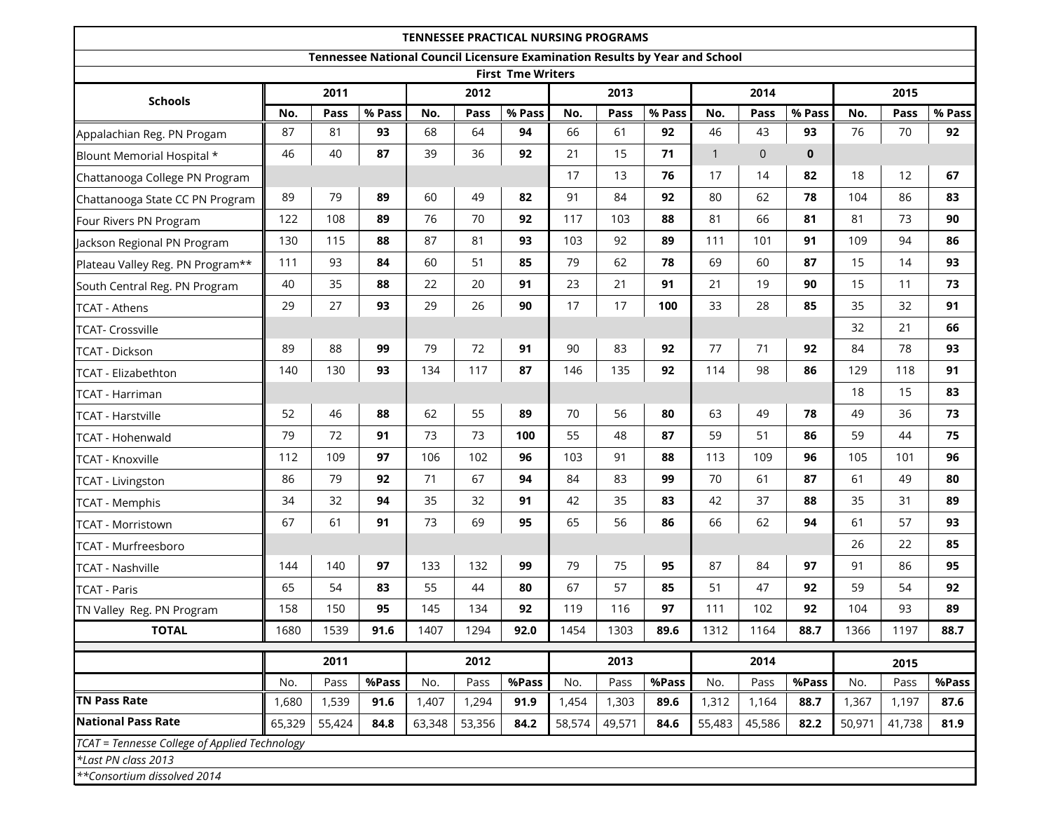| TENNESSEE PRACTICAL NURSING PROGRAMS | | | | | | | | | | | | | | | |
|---|---|---|---|---|---|---|---|---|---|---|---|---|---|---|---|
| Tennessee National Council Licensure Examination Results by Year and School | | | | | | | | | | | | | | | |
| First Tme Writers | | | | | | | | | | | | | | | |
| **Schools** | **2011** | | | **2012** | | | **2013** | | | **2014** | | | **2015** | | |
| | **No.** | **Pass** | **% Pass** | **No.** | **Pass** | **% Pass** | **No.** | **Pass** | **% Pass** | **No.** | **Pass** | **% Pass** | **No.** | **Pass** | **% Pass** |
| Appalachian Reg. PN Progam | 87 | 81 | **93** | 68 | 64 | **94** | 66 | 61 | **92** | 46 | 43 | **93** | 76 | 70 | **92** |
| Blount Memorial Hospital * | 46 | 40 | **87** | 39 | 36 | **92** | 21 | 15 | **71** | 1 | 0 | **0** | | | |
| Chattanooga College PN Program | | | | | | | 17 | 13 | **76** | 17 | 14 | **82** | 18 | 12 | **67** |
| Chattanooga State CC PN Program | 89 | 79 | **89** | 60 | 49 | **82** | 91 | 84 | **92** | 80 | 62 | **78** | 104 | 86 | **83** |
| Four Rivers PN Program | 122 | 108 | **89** | 76 | 70 | **92** | 117 | 103 | **88** | 81 | 66 | **81** | 81 | 73 | **90** |
| Jackson Regional PN Program | 130 | 115 | **88** | 87 | 81 | **93** | 103 | 92 | **89** | 111 | 101 | **91** | 109 | 94 | **86** |
| Plateau Valley Reg. PN Program** | 111 | 93 | **84** | 60 | 51 | **85** | 79 | 62 | **78** | 69 | 60 | **87** | 15 | 14 | **93** |
| South Central Reg. PN Program | 40 | 35 | **88** | 22 | 20 | **91** | 23 | 21 | **91** | 21 | 19 | **90** | 15 | 11 | **73** |
| TCAT - Athens | 29 | 27 | **93** | 29 | 26 | **90** | 17 | 17 | **100** | 33 | 28 | **85** | 35 | 32 | **91** |
| TCAT- Crossville | | | | | | | | | | | | | 32 | 21 | **66** |
| TCAT - Dickson | 89 | 88 | **99** | 79 | 72 | **91** | 90 | 83 | **92** | 77 | 71 | **92** | 84 | 78 | **93** |
| TCAT - Elizabethton | 140 | 130 | **93** | 134 | 117 | **87** | 146 | 135 | **92** | 114 | 98 | **86** | 129 | 118 | **91** |
| TCAT - Harriman | | | | | | | | | | | | | 18 | 15 | **83** |
| TCAT - Harstville | 52 | 46 | **88** | 62 | 55 | **89** | 70 | 56 | **80** | 63 | 49 | **78** | 49 | 36 | **73** |
| TCAT - Hohenwald | 79 | 72 | **91** | 73 | 73 | **100** | 55 | 48 | **87** | 59 | 51 | **86** | 59 | 44 | **75** |
| TCAT - Knoxville | 112 | 109 | **97** | 106 | 102 | **96** | 103 | 91 | **88** | 113 | 109 | **96** | 105 | 101 | **96** |
| TCAT - Livingston | 86 | 79 | **92** | 71 | 67 | **94** | 84 | 83 | **99** | 70 | 61 | **87** | 61 | 49 | **80** |
| TCAT - Memphis | 34 | 32 | **94** | 35 | 32 | **91** | 42 | 35 | **83** | 42 | 37 | **88** | 35 | 31 | **89** |
| TCAT - Morristown | 67 | 61 | **91** | 73 | 69 | **95** | 65 | 56 | **86** | 66 | 62 | **94** | 61 | 57 | **93** |
| TCAT - Murfreesboro | | | | | | | | | | | | | 26 | 22 | **85** |
| TCAT - Nashville | 144 | 140 | **97** | 133 | 132 | **99** | 79 | 75 | **95** | 87 | 84 | **97** | 91 | 86 | **95** |
| TCAT - Paris | 65 | 54 | **83** | 55 | 44 | **80** | 67 | 57 | **85** | 51 | 47 | **92** | 59 | 54 | **92** |
| TN Valley Reg. PN Program | 158 | 150 | **95** | 145 | 134 | **92** | 119 | 116 | **97** | 111 | 102 | **92** | 104 | 93 | **89** |
| **TOTAL** | 1680 | 1539 | **91.6** | 1407 | 1294 | **92.0** | 1454 | 1303 | **89.6** | 1312 | 1164 | **88.7** | 1366 | 1197 | **88.7** |

| | **2011** | | | **2012** | | | **2013** | | | **2014** | | | **2015** | | |
|---|---|---|---|---|---|---|---|---|---|---|---|---|---|---|---|
| | No. | Pass | **%Pass** | No. | Pass | **%Pass** | No. | Pass | **%Pass** | No. | Pass | **%Pass** | No. | Pass | **%Pass** |
| **TN Pass Rate** | 1,680 | 1,539 | **91.6** | 1,407 | 1,294 | **91.9** | 1,454 | 1,303 | **89.6** | 1,312 | 1,164 | **88.7** | 1,367 | 1,197 | **87.6** |
| **National Pass Rate** | 65,329 | 55,424 | **84.8** | 63,348 | 53,356 | **84.2** | 58,574 | 49,571 | **84.6** | 55,483 | 45,586 | **82.2** | 50,971 | 41,738 | **81.9** |

*TCAT = Tennesse College of Applied Technology*

*\*Last PN class 2013*

*\*\*Consortium dissolved 2014*